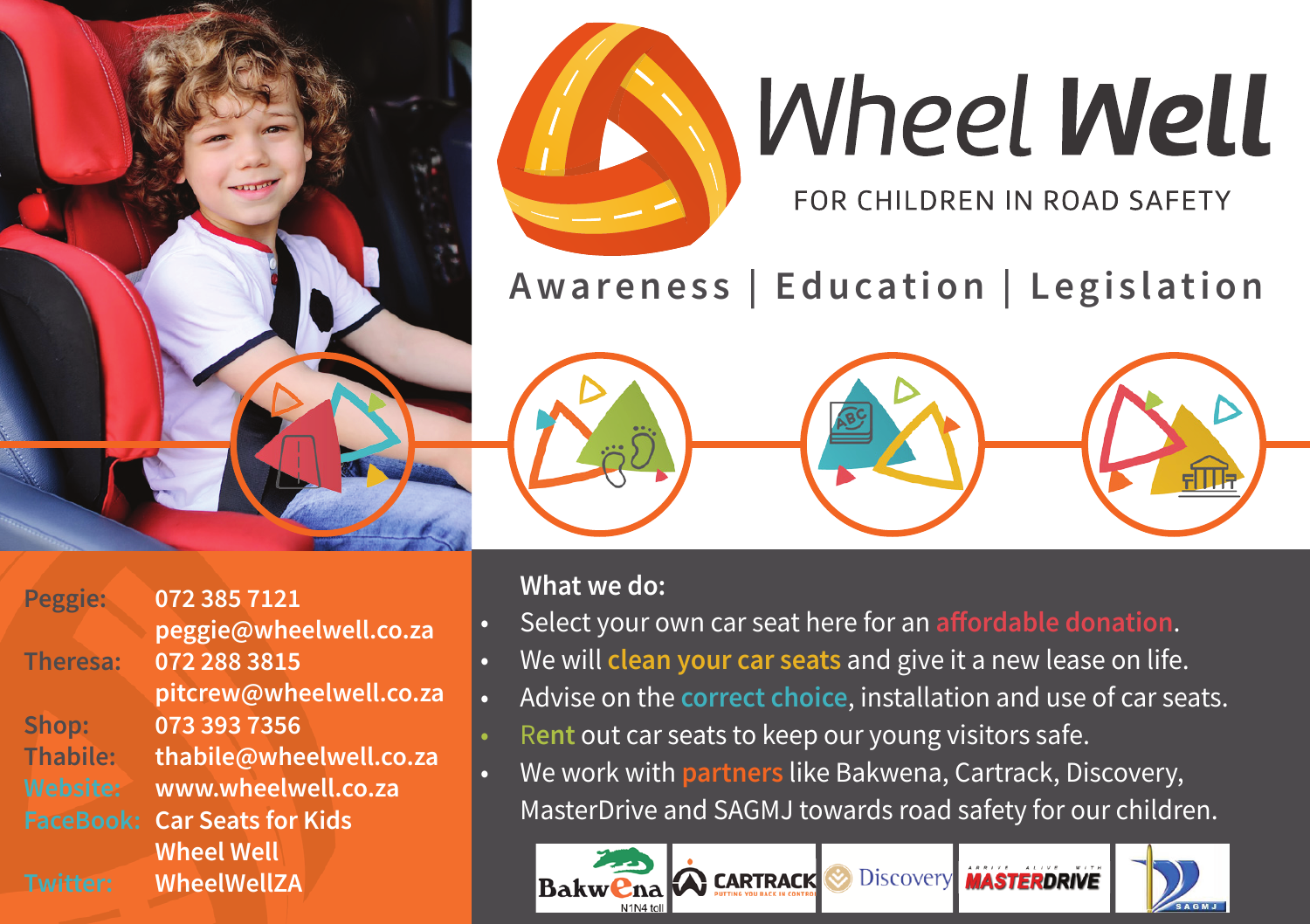# Wheel Well

FOR CHILDREN IN ROAD SAFETY

**Awareness | Education | Legislation**

| | |
|---|---|
| **Peggie:** | **072 385 7121** |
| | **peggie@wheelwell.co.za** |
| **Theresa:** | **072 288 3815** |
| | **pitcrew@wheelwell.co.za** |
| **Shop:** | **073 393 7356** |
| **Thabile:** | **thabile@wheelwell.co.za** |
| **Website:** | **www.wheelwell.co.za** |
| **FaceBook:** | **Car Seats for Kids Wheel Well** |
| **Twitter:** | **WheelWellZA** |

**What we do:**

- Select your own car seat here for an affordable donation.
- We will clean your car seats and give it a new lease on life.
- Advise on the correct choice, installation and use of car seats.
- Rent out car seats to keep our young visitors safe.
- We work with partners like Bakwena, Cartrack, Discovery, MasterDrive and SAGMJ towards road safety for our children.

Bakwena N1N4 toll | CARTRACK | Discovery | MASTERDRIVE | SAGMJ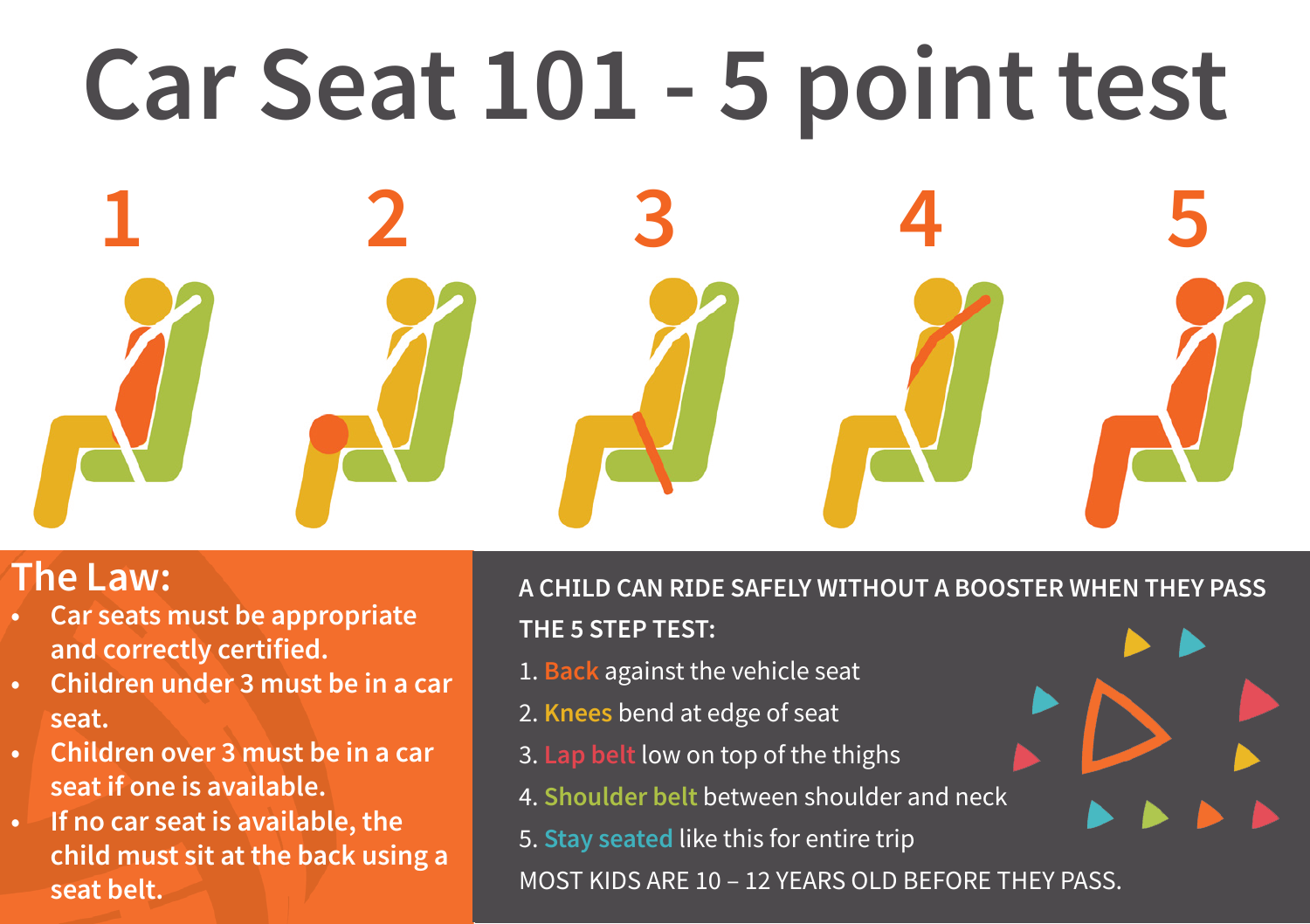# Car Seat 101 - 5 point test

1 2 3 4 5

## The Law:

- Car seats must be appropriate and correctly certified.
- Children under 3 must be in a car seat.
- Children over 3 must be in a car seat if one is available.
- If no car seat is available, the child must sit at the back using a seat belt.

A CHILD CAN RIDE SAFELY WITHOUT A BOOSTER WHEN THEY PASS THE 5 STEP TEST:

1. Back against the vehicle seat
2. Knees bend at edge of seat
3. Lap belt low on top of the thighs
4. Shoulder belt between shoulder and neck
5. Stay seated like this for entire trip

MOST KIDS ARE 10 – 12 YEARS OLD BEFORE THEY PASS.